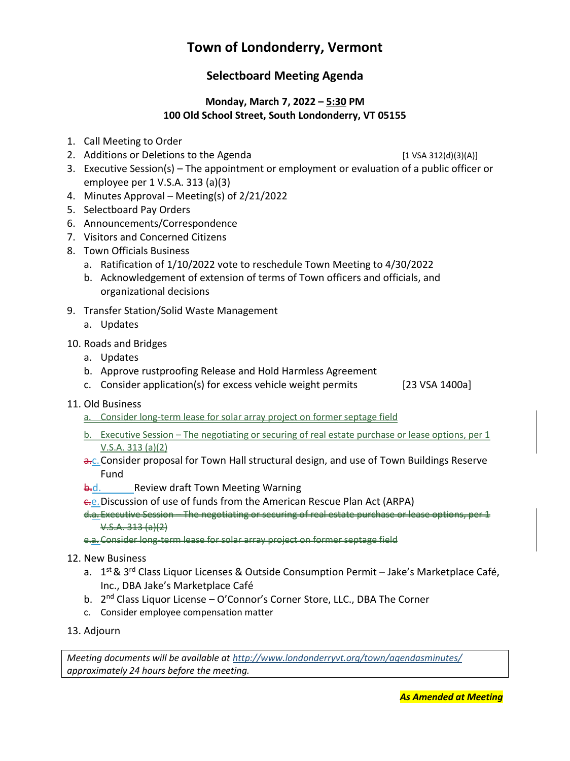# Town of Londonderry, Vermont

## Selectboard Meeting Agenda

### Monday, March 7, 2022 – 5:30 PM
### 100 Old School Street, South Londonderry, VT 05155

1. Call Meeting to Order
2. Additions or Deletions to the Agenda [1 VSA 312(d)(3)(A)]
3. Executive Session(s) – The appointment or employment or evaluation of a public officer or employee per 1 V.S.A. 313 (a)(3)
4. Minutes Approval – Meeting(s) of 2/21/2022
5. Selectboard Pay Orders
6. Announcements/Correspondence
7. Visitors and Concerned Citizens
8. Town Officials Business
   a. Ratification of 1/10/2022 vote to reschedule Town Meeting to 4/30/2022
   b. Acknowledgement of extension of terms of Town officers and officials, and organizational decisions
9. Transfer Station/Solid Waste Management
   a. Updates
10. Roads and Bridges
    a. Updates
    b. Approve rustproofing Release and Hold Harmless Agreement
    c. Consider application(s) for excess vehicle weight permits [23 VSA 1400a]
11. Old Business
    a. Consider long-term lease for solar array project on former septage field
    b. Executive Session – The negotiating or securing of real estate purchase or lease options, per 1 V.S.A. 313 (a)(2)
    ~~a.~~c. Consider proposal for Town Hall structural design, and use of Town Buildings Reserve Fund
    ~~b.~~d. Review draft Town Meeting Warning
    ~~c.~~e. Discussion of use of funds from the American Rescue Plan Act (ARPA)
    ~~d.a. Executive Session – The negotiating or securing of real estate purchase or lease options, per 1 V.S.A. 313 (a)(2)~~
    ~~e.a. Consider long-term lease for solar array project on former septage field~~
12. New Business
    a. 1st & 3rd Class Liquor Licenses & Outside Consumption Permit – Jake's Marketplace Café, Inc., DBA Jake's Marketplace Café
    b. 2nd Class Liquor License – O'Connor's Corner Store, LLC., DBA The Corner
    c. Consider employee compensation matter
13. Adjourn

*Meeting documents will be available at http://www.londonderryvt.org/town/agendasminutes/ approximately 24 hours before the meeting.*

***As Amended at Meeting***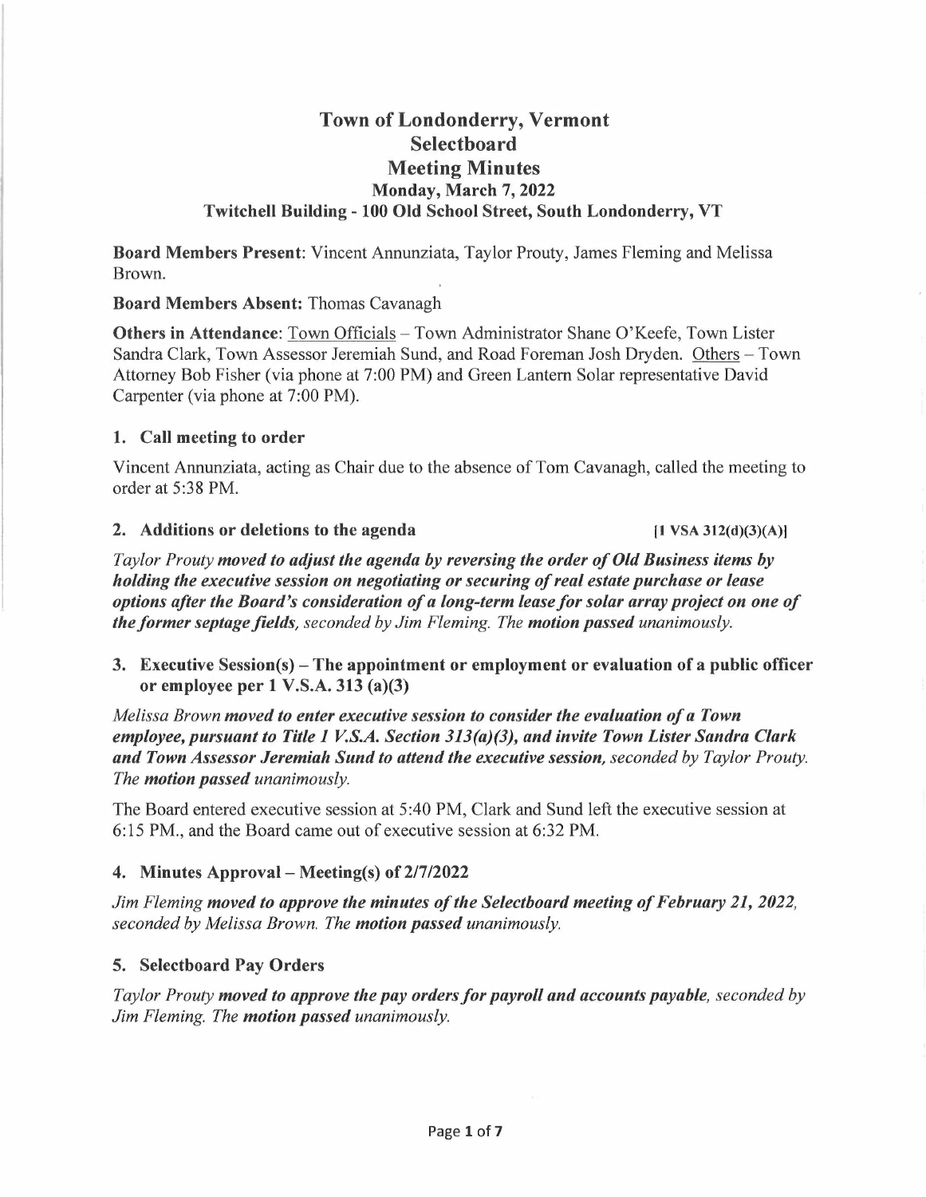# Town of Londonderry, Vermont
# Selectboard
# Meeting Minutes
### Monday, March 7, 2022
### Twitchell Building - 100 Old School Street, South Londonderry, VT

**Board Members Present**: Vincent Annunziata, Taylor Prouty, James Fleming and Melissa Brown.

**Board Members Absent:** Thomas Cavanagh

**Others in Attendance**: Town Officials – Town Administrator Shane O'Keefe, Town Lister Sandra Clark, Town Assessor Jeremiah Sund, and Road Foreman Josh Dryden. Others – Town Attorney Bob Fisher (via phone at 7:00 PM) and Green Lantern Solar representative David Carpenter (via phone at 7:00 PM).

### 1. Call meeting to order

Vincent Annunziata, acting as Chair due to the absence of Tom Cavanagh, called the meeting to order at 5:38 PM.

### 2. Additions or deletions to the agenda [1 VSA 312(d)(3)(A)]

*Taylor Prouty **moved to adjust the agenda by reversing the order of Old Business items by holding the executive session on negotiating or securing of real estate purchase or lease options after the Board's consideration of a long-term lease for solar array project on one of the former septage fields**, seconded by Jim Fleming. The **motion passed** unanimously.*

### 3. Executive Session(s) – The appointment or employment or evaluation of a public officer or employee per 1 V.S.A. 313 (a)(3)

*Melissa Brown **moved to enter executive session to consider the evaluation of a Town employee, pursuant to Title 1 V.S.A. Section 313(a)(3), and invite Town Lister Sandra Clark and Town Assessor Jeremiah Sund to attend the executive session**, seconded by Taylor Prouty. The **motion passed** unanimously.*

The Board entered executive session at 5:40 PM, Clark and Sund left the executive session at 6:15 PM., and the Board came out of executive session at 6:32 PM.

### 4. Minutes Approval – Meeting(s) of 2/7/2022

*Jim Fleming **moved to approve the minutes of the Selectboard meeting of February 21, 2022**, seconded by Melissa Brown. The **motion passed** unanimously.*

### 5. Selectboard Pay Orders

*Taylor Prouty **moved to approve the pay orders for payroll and accounts payable**, seconded by Jim Fleming. The **motion passed** unanimously.*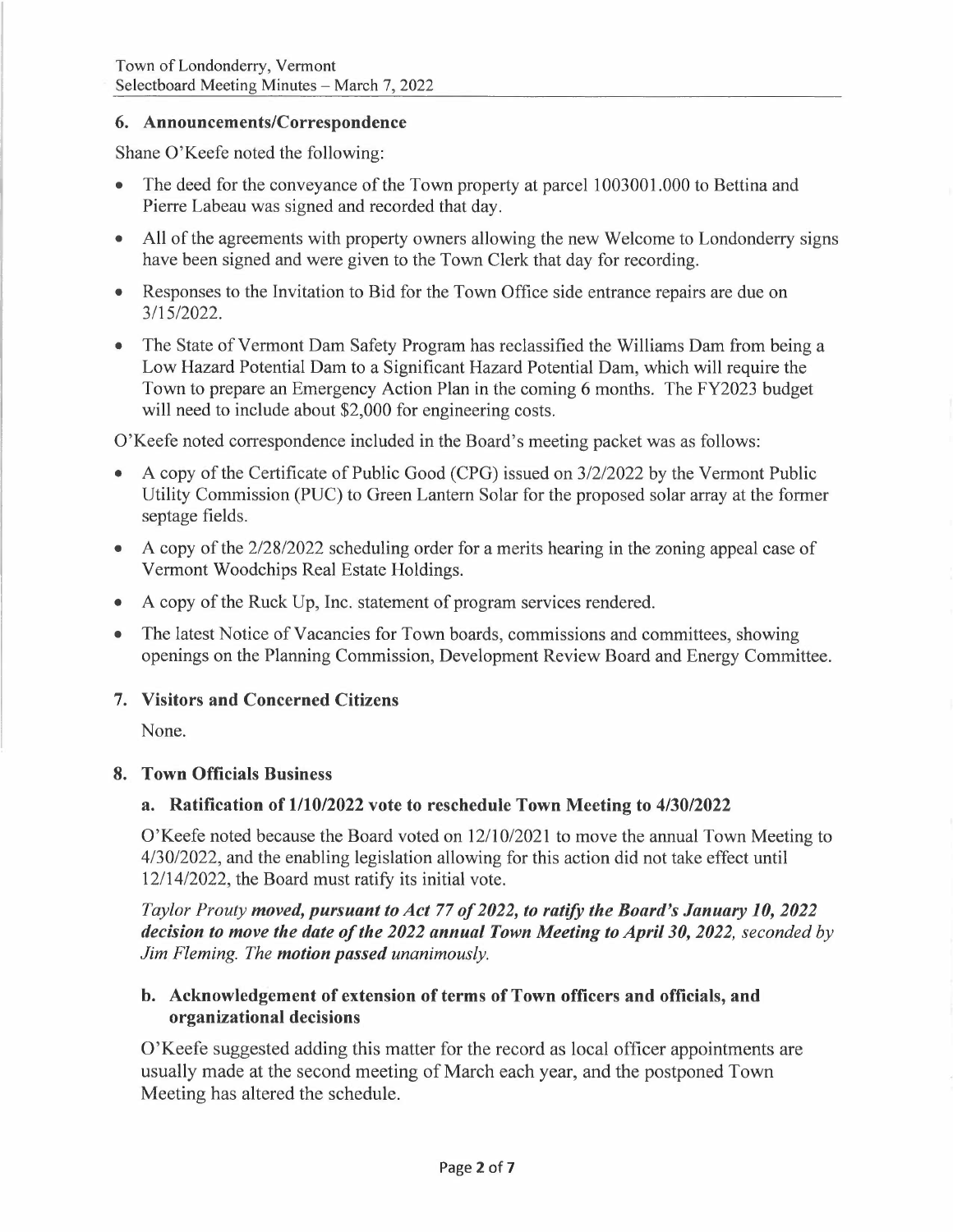## 6. Announcements/Correspondence

Shane O'Keefe noted the following:

- The deed for the conveyance of the Town property at parcel 1003001.000 to Bettina and Pierre Labeau was signed and recorded that day.
- All of the agreements with property owners allowing the new Welcome to Londonderry signs have been signed and were given to the Town Clerk that day for recording.
- Responses to the Invitation to Bid for the Town Office side entrance repairs are due on 3/15/2022.
- The State of Vermont Dam Safety Program has reclassified the Williams Dam from being a Low Hazard Potential Dam to a Significant Hazard Potential Dam, which will require the Town to prepare an Emergency Action Plan in the coming 6 months. The FY2023 budget will need to include about $2,000 for engineering costs.

O'Keefe noted correspondence included in the Board's meeting packet was as follows:

- A copy of the Certificate of Public Good (CPG) issued on 3/2/2022 by the Vermont Public Utility Commission (PUC) to Green Lantern Solar for the proposed solar array at the former septage fields.
- A copy of the 2/28/2022 scheduling order for a merits hearing in the zoning appeal case of Vermont Woodchips Real Estate Holdings.
- A copy of the Ruck Up, Inc. statement of program services rendered.
- The latest Notice of Vacancies for Town boards, commissions and committees, showing openings on the Planning Commission, Development Review Board and Energy Committee.

## 7. Visitors and Concerned Citizens

None.

## 8. Town Officials Business

### a. Ratification of 1/10/2022 vote to reschedule Town Meeting to 4/30/2022

O'Keefe noted because the Board voted on 12/10/2021 to move the annual Town Meeting to 4/30/2022, and the enabling legislation allowing for this action did not take effect until 12/14/2022, the Board must ratify its initial vote.

*Taylor Prouty* ***moved, pursuant to Act 77 of 2022, to ratify the Board's January 10, 2022 decision to move the date of the 2022 annual Town Meeting to April 30, 2022,*** *seconded by Jim Fleming. The* ***motion passed*** *unanimously.*

### b. Acknowledgement of extension of terms of Town officers and officials, and organizational decisions

O'Keefe suggested adding this matter for the record as local officer appointments are usually made at the second meeting of March each year, and the postponed Town Meeting has altered the schedule.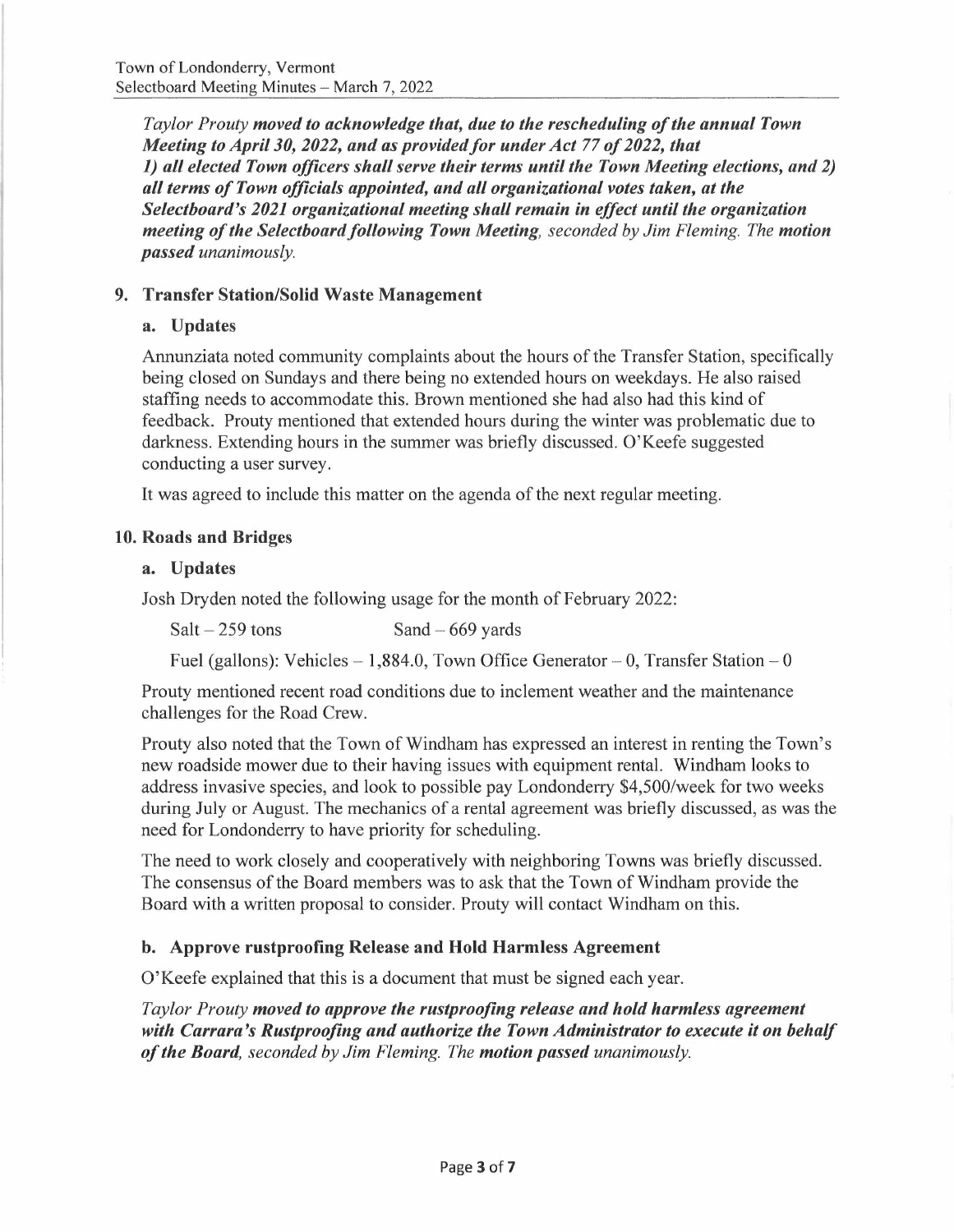*Taylor Prouty* ***moved to acknowledge that, due to the rescheduling of the annual Town Meeting to April 30, 2022, and as provided for under Act 77 of 2022, that 1) all elected Town officers shall serve their terms until the Town Meeting elections, and 2) all terms of Town officials appointed, and all organizational votes taken, at the Selectboard's 2021 organizational meeting shall remain in effect until the organization meeting of the Selectboard following Town Meeting****, seconded by Jim Fleming. The* ***motion passed*** *unanimously.*

## 9. Transfer Station/Solid Waste Management

### a. Updates

Annunziata noted community complaints about the hours of the Transfer Station, specifically being closed on Sundays and there being no extended hours on weekdays. He also raised staffing needs to accommodate this. Brown mentioned she had also had this kind of feedback. Prouty mentioned that extended hours during the winter was problematic due to darkness. Extending hours in the summer was briefly discussed. O'Keefe suggested conducting a user survey.

It was agreed to include this matter on the agenda of the next regular meeting.

## 10. Roads and Bridges

### a. Updates

Josh Dryden noted the following usage for the month of February 2022:

Salt – 259 tons     Sand – 669 yards

Fuel (gallons): Vehicles – 1,884.0, Town Office Generator – 0, Transfer Station – 0

Prouty mentioned recent road conditions due to inclement weather and the maintenance challenges for the Road Crew.

Prouty also noted that the Town of Windham has expressed an interest in renting the Town's new roadside mower due to their having issues with equipment rental. Windham looks to address invasive species, and look to possible pay Londonderry $4,500/week for two weeks during July or August. The mechanics of a rental agreement was briefly discussed, as was the need for Londonderry to have priority for scheduling.

The need to work closely and cooperatively with neighboring Towns was briefly discussed. The consensus of the Board members was to ask that the Town of Windham provide the Board with a written proposal to consider. Prouty will contact Windham on this.

### b. Approve rustproofing Release and Hold Harmless Agreement

O'Keefe explained that this is a document that must be signed each year.

*Taylor Prouty* ***moved to approve the rustproofing release and hold harmless agreement with Carrara's Rustproofing and authorize the Town Administrator to execute it on behalf of the Board****, seconded by Jim Fleming. The* ***motion passed*** *unanimously.*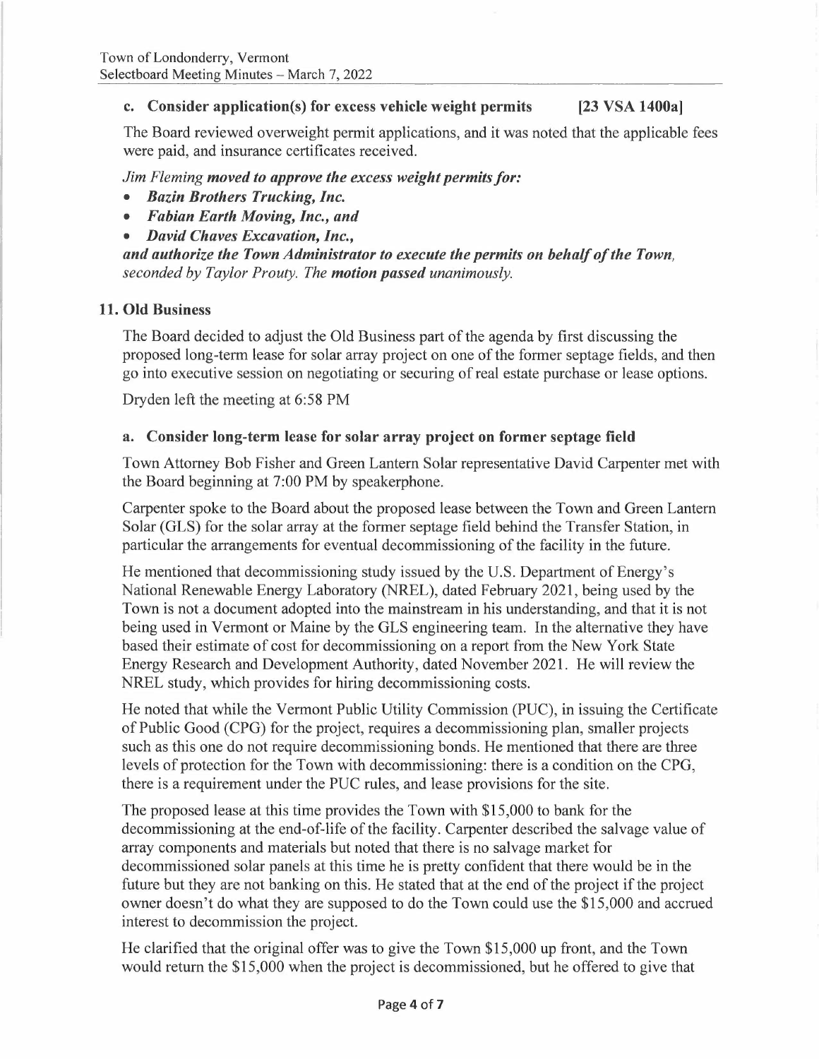### c. Consider application(s) for excess vehicle weight permits [23 VSA 1400a]

The Board reviewed overweight permit applications, and it was noted that the applicable fees were paid, and insurance certificates received.

*Jim Fleming* ***moved to approve the excess weight permits for:***

- ***Bazin Brothers Trucking, Inc.***
- ***Fabian Earth Moving, Inc., and***
- ***David Chaves Excavation, Inc.,***

***and authorize the Town Administrator to execute the permits on behalf of the Town,*** *seconded by Taylor Prouty. The* ***motion passed*** *unanimously.*

## 11. Old Business

The Board decided to adjust the Old Business part of the agenda by first discussing the proposed long-term lease for solar array project on one of the former septage fields, and then go into executive session on negotiating or securing of real estate purchase or lease options.

Dryden left the meeting at 6:58 PM

### a. Consider long-term lease for solar array project on former septage field

Town Attorney Bob Fisher and Green Lantern Solar representative David Carpenter met with the Board beginning at 7:00 PM by speakerphone.

Carpenter spoke to the Board about the proposed lease between the Town and Green Lantern Solar (GLS) for the solar array at the former septage field behind the Transfer Station, in particular the arrangements for eventual decommissioning of the facility in the future.

He mentioned that decommissioning study issued by the U.S. Department of Energy's National Renewable Energy Laboratory (NREL), dated February 2021, being used by the Town is not a document adopted into the mainstream in his understanding, and that it is not being used in Vermont or Maine by the GLS engineering team. In the alternative they have based their estimate of cost for decommissioning on a report from the New York State Energy Research and Development Authority, dated November 2021. He will review the NREL study, which provides for hiring decommissioning costs.

He noted that while the Vermont Public Utility Commission (PUC), in issuing the Certificate of Public Good (CPG) for the project, requires a decommissioning plan, smaller projects such as this one do not require decommissioning bonds. He mentioned that there are three levels of protection for the Town with decommissioning: there is a condition on the CPG, there is a requirement under the PUC rules, and lease provisions for the site.

The proposed lease at this time provides the Town with $15,000 to bank for the decommissioning at the end-of-life of the facility. Carpenter described the salvage value of array components and materials but noted that there is no salvage market for decommissioned solar panels at this time he is pretty confident that there would be in the future but they are not banking on this. He stated that at the end of the project if the project owner doesn't do what they are supposed to do the Town could use the $15,000 and accrued interest to decommission the project.

He clarified that the original offer was to give the Town $15,000 up front, and the Town would return the $15,000 when the project is decommissioned, but he offered to give that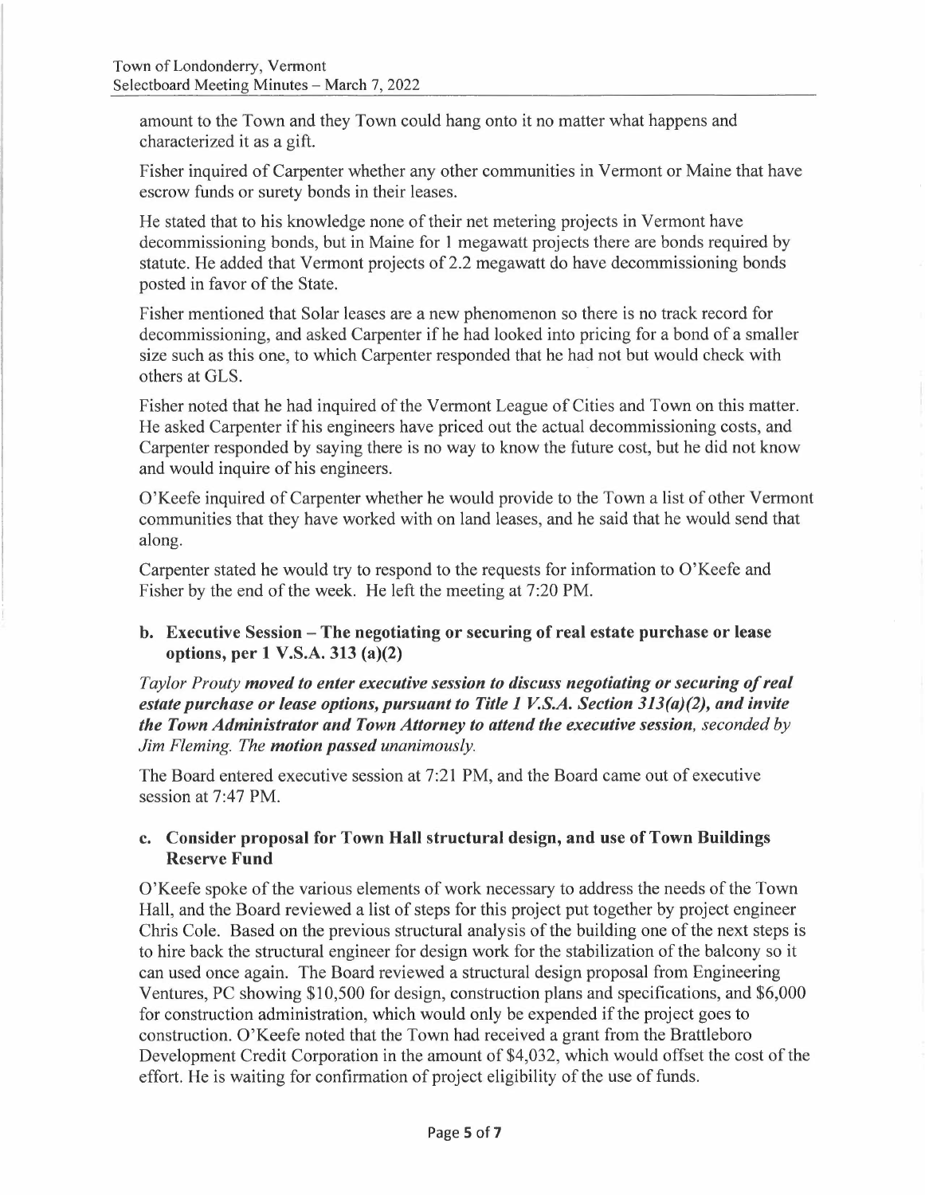amount to the Town and they Town could hang onto it no matter what happens and characterized it as a gift.

Fisher inquired of Carpenter whether any other communities in Vermont or Maine that have escrow funds or surety bonds in their leases.

He stated that to his knowledge none of their net metering projects in Vermont have decommissioning bonds, but in Maine for 1 megawatt projects there are bonds required by statute. He added that Vermont projects of 2.2 megawatt do have decommissioning bonds posted in favor of the State.

Fisher mentioned that Solar leases are a new phenomenon so there is no track record for decommissioning, and asked Carpenter if he had looked into pricing for a bond of a smaller size such as this one, to which Carpenter responded that he had not but would check with others at GLS.

Fisher noted that he had inquired of the Vermont League of Cities and Town on this matter. He asked Carpenter if his engineers have priced out the actual decommissioning costs, and Carpenter responded by saying there is no way to know the future cost, but he did not know and would inquire of his engineers.

O'Keefe inquired of Carpenter whether he would provide to the Town a list of other Vermont communities that they have worked with on land leases, and he said that he would send that along.

Carpenter stated he would try to respond to the requests for information to O'Keefe and Fisher by the end of the week. He left the meeting at 7:20 PM.

### b. Executive Session – The negotiating or securing of real estate purchase or lease options, per 1 V.S.A. 313 (a)(2)

*Taylor Prouty* ***moved to enter executive session to discuss negotiating or securing of real estate purchase or lease options, pursuant to Title 1 V.S.A. Section 313(a)(2), and invite the Town Administrator and Town Attorney to attend the executive session****, seconded by Jim Fleming. The* ***motion passed*** *unanimously.*

The Board entered executive session at 7:21 PM, and the Board came out of executive session at 7:47 PM.

### c. Consider proposal for Town Hall structural design, and use of Town Buildings Reserve Fund

O'Keefe spoke of the various elements of work necessary to address the needs of the Town Hall, and the Board reviewed a list of steps for this project put together by project engineer Chris Cole. Based on the previous structural analysis of the building one of the next steps is to hire back the structural engineer for design work for the stabilization of the balcony so it can used once again. The Board reviewed a structural design proposal from Engineering Ventures, PC showing $10,500 for design, construction plans and specifications, and $6,000 for construction administration, which would only be expended if the project goes to construction. O'Keefe noted that the Town had received a grant from the Brattleboro Development Credit Corporation in the amount of $4,032, which would offset the cost of the effort. He is waiting for confirmation of project eligibility of the use of funds.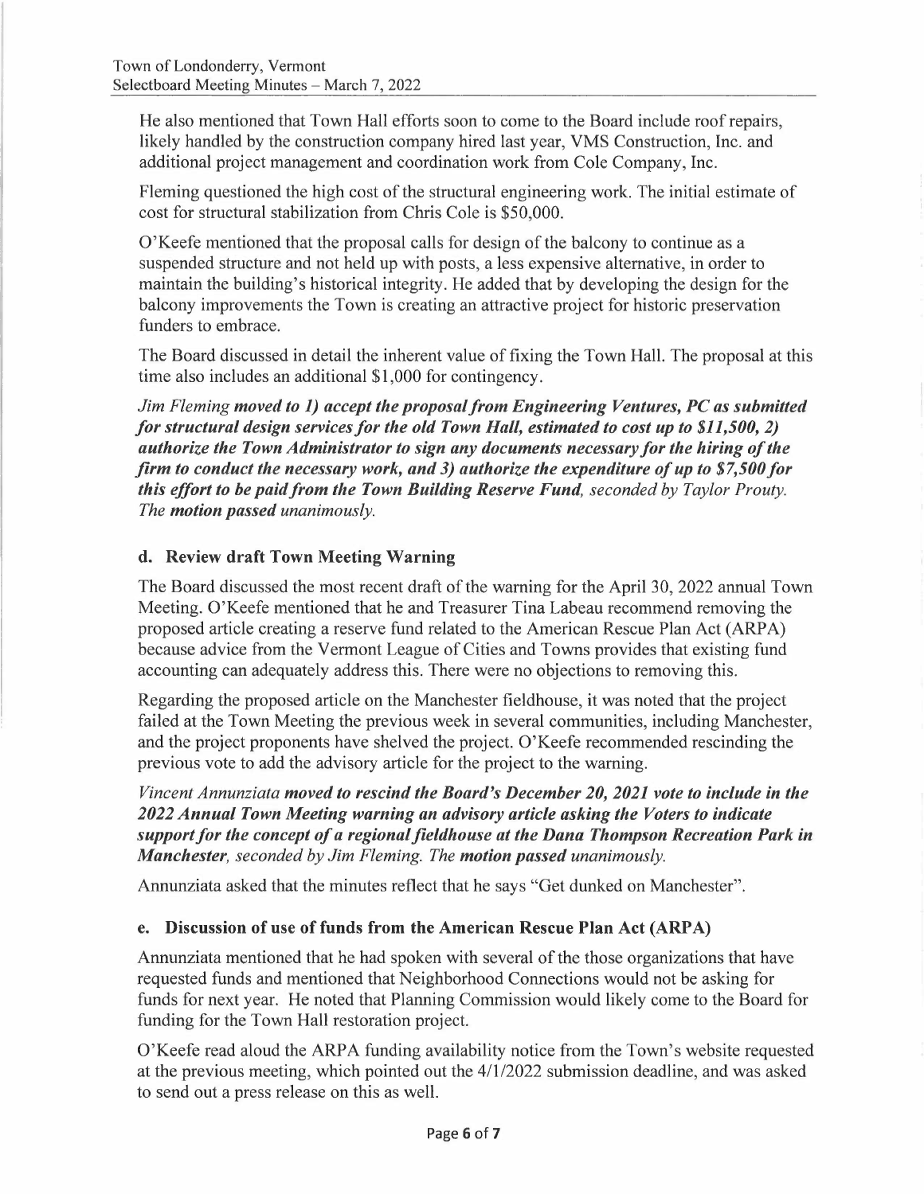He also mentioned that Town Hall efforts soon to come to the Board include roof repairs, likely handled by the construction company hired last year, VMS Construction, Inc. and additional project management and coordination work from Cole Company, Inc.

Fleming questioned the high cost of the structural engineering work. The initial estimate of cost for structural stabilization from Chris Cole is $50,000.

O'Keefe mentioned that the proposal calls for design of the balcony to continue as a suspended structure and not held up with posts, a less expensive alternative, in order to maintain the building's historical integrity. He added that by developing the design for the balcony improvements the Town is creating an attractive project for historic preservation funders to embrace.

The Board discussed in detail the inherent value of fixing the Town Hall. The proposal at this time also includes an additional $1,000 for contingency.

*Jim Fleming* ***moved to 1) accept the proposal from Engineering Ventures, PC as submitted for structural design services for the old Town Hall, estimated to cost up to $11,500, 2) authorize the Town Administrator to sign any documents necessary for the hiring of the firm to conduct the necessary work, and 3) authorize the expenditure of up to $7,500 for this effort to be paid from the Town Building Reserve Fund****, seconded by Taylor Prouty. The* ***motion passed*** *unanimously.*

### d. Review draft Town Meeting Warning

The Board discussed the most recent draft of the warning for the April 30, 2022 annual Town Meeting. O'Keefe mentioned that he and Treasurer Tina Labeau recommend removing the proposed article creating a reserve fund related to the American Rescue Plan Act (ARPA) because advice from the Vermont League of Cities and Towns provides that existing fund accounting can adequately address this. There were no objections to removing this.

Regarding the proposed article on the Manchester fieldhouse, it was noted that the project failed at the Town Meeting the previous week in several communities, including Manchester, and the project proponents have shelved the project. O'Keefe recommended rescinding the previous vote to add the advisory article for the project to the warning.

*Vincent Annunziata* ***moved to rescind the Board's December 20, 2021 vote to include in the 2022 Annual Town Meeting warning an advisory article asking the Voters to indicate support for the concept of a regional fieldhouse at the Dana Thompson Recreation Park in Manchester****, seconded by Jim Fleming. The* ***motion passed*** *unanimously.*

Annunziata asked that the minutes reflect that he says "Get dunked on Manchester".

### e. Discussion of use of funds from the American Rescue Plan Act (ARPA)

Annunziata mentioned that he had spoken with several of the those organizations that have requested funds and mentioned that Neighborhood Connections would not be asking for funds for next year. He noted that Planning Commission would likely come to the Board for funding for the Town Hall restoration project.

O'Keefe read aloud the ARPA funding availability notice from the Town's website requested at the previous meeting, which pointed out the 4/1/2022 submission deadline, and was asked to send out a press release on this as well.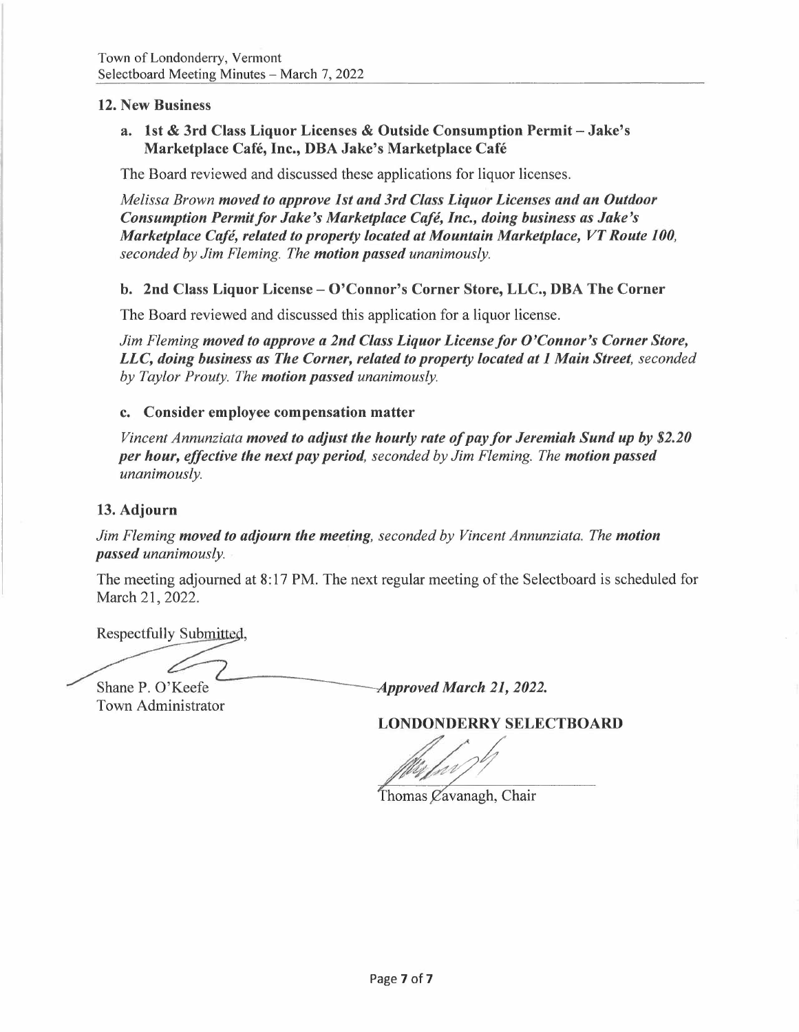## 12. New Business

### a. 1st & 3rd Class Liquor Licenses & Outside Consumption Permit – Jake's Marketplace Café, Inc., DBA Jake's Marketplace Café

The Board reviewed and discussed these applications for liquor licenses.

*Melissa Brown* ***moved to approve 1st and 3rd Class Liquor Licenses and an Outdoor Consumption Permit for Jake's Marketplace Café, Inc., doing business as Jake's Marketplace Café, related to property located at Mountain Marketplace, VT Route 100,*** *seconded by Jim Fleming. The* ***motion passed*** *unanimously.*

### b. 2nd Class Liquor License – O'Connor's Corner Store, LLC., DBA The Corner

The Board reviewed and discussed this application for a liquor license.

*Jim Fleming* ***moved to approve a 2nd Class Liquor License for O'Connor's Corner Store, LLC, doing business as The Corner, related to property located at 1 Main Street,*** *seconded by Taylor Prouty. The* ***motion passed*** *unanimously.*

### c. Consider employee compensation matter

*Vincent Annunziata* ***moved to adjust the hourly rate of pay for Jeremiah Sund up by $2.20 per hour, effective the next pay period,*** *seconded by Jim Fleming. The* ***motion passed*** *unanimously.*

## 13. Adjourn

*Jim Fleming* ***moved to adjourn the meeting,*** *seconded by Vincent Annunziata. The* ***motion passed*** *unanimously.*

The meeting adjourned at 8:17 PM. The next regular meeting of the Selectboard is scheduled for March 21, 2022.

Respectfully Submitted,

Shane P. O'Keefe
Town Administrator

***Approved March 21, 2022.***

**LONDONDERRY SELECTBOARD**

Thomas Cavanagh, Chair